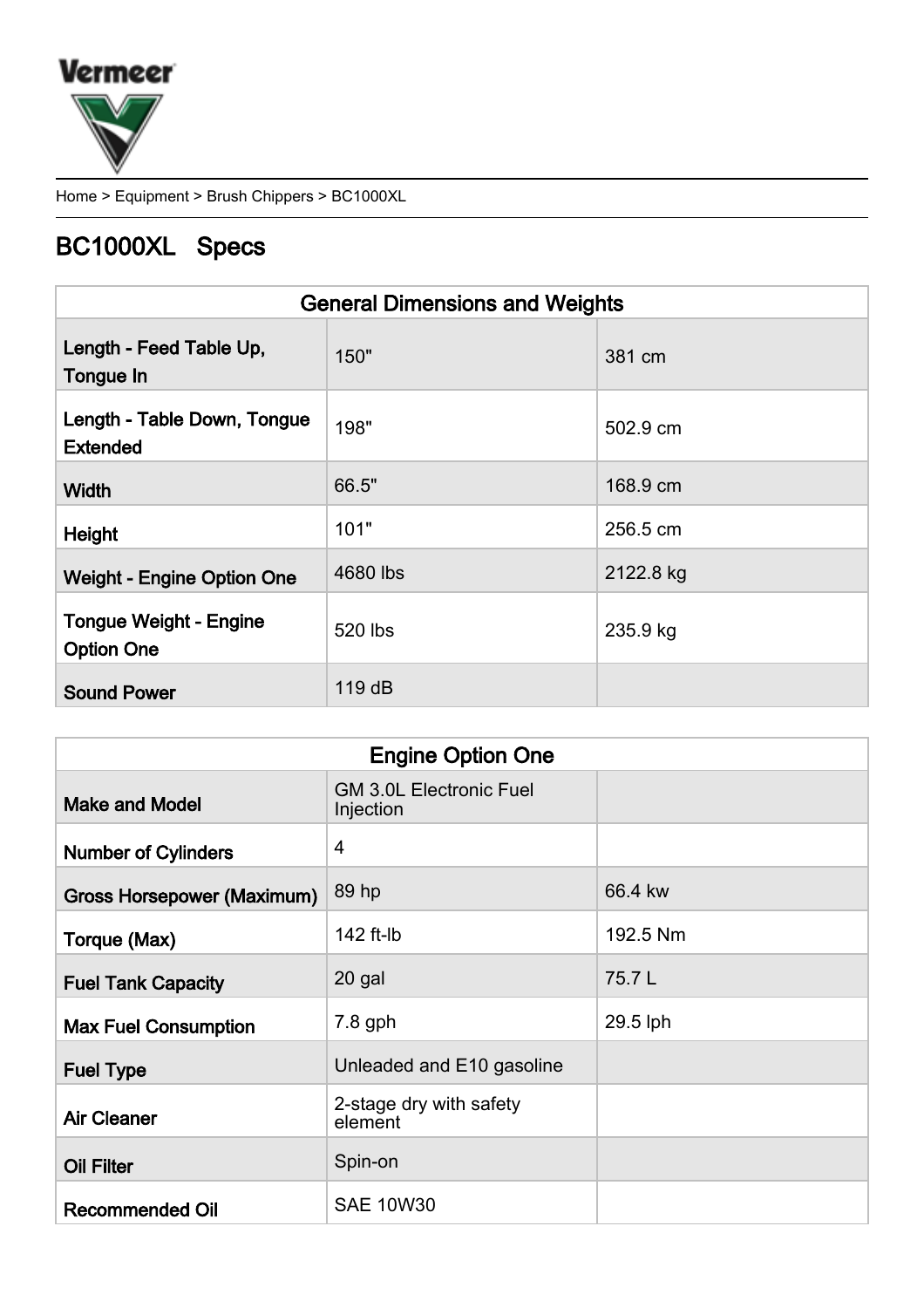Vermeer

Home > Equipment > Brush Chippers > BC1000XL

# BC1000XL Specs

| General Dimensions and Weights | | |
|---|---|---|
| Length - Feed Table Up, Tongue In | 150" | 381 cm |
| Length - Table Down, Tongue Extended | 198" | 502.9 cm |
| Width | 66.5" | 168.9 cm |
| Height | 101" | 256.5 cm |
| Weight - Engine Option One | 4680 lbs | 2122.8 kg |
| Tongue Weight - Engine Option One | 520 lbs | 235.9 kg |
| Sound Power | 119 dB | |

| Engine Option One | | |
|---|---|---|
| Make and Model | GM 3.0L Electronic Fuel Injection | |
| Number of Cylinders | 4 | |
| Gross Horsepower (Maximum) | 89 hp | 66.4 kw |
| Torque (Max) | 142 ft-lb | 192.5 Nm |
| Fuel Tank Capacity | 20 gal | 75.7 L |
| Max Fuel Consumption | 7.8 gph | 29.5 lph |
| Fuel Type | Unleaded and E10 gasoline | |
| Air Cleaner | 2-stage dry with safety element | |
| Oil Filter | Spin-on | |
| Recommended Oil | SAE 10W30 | |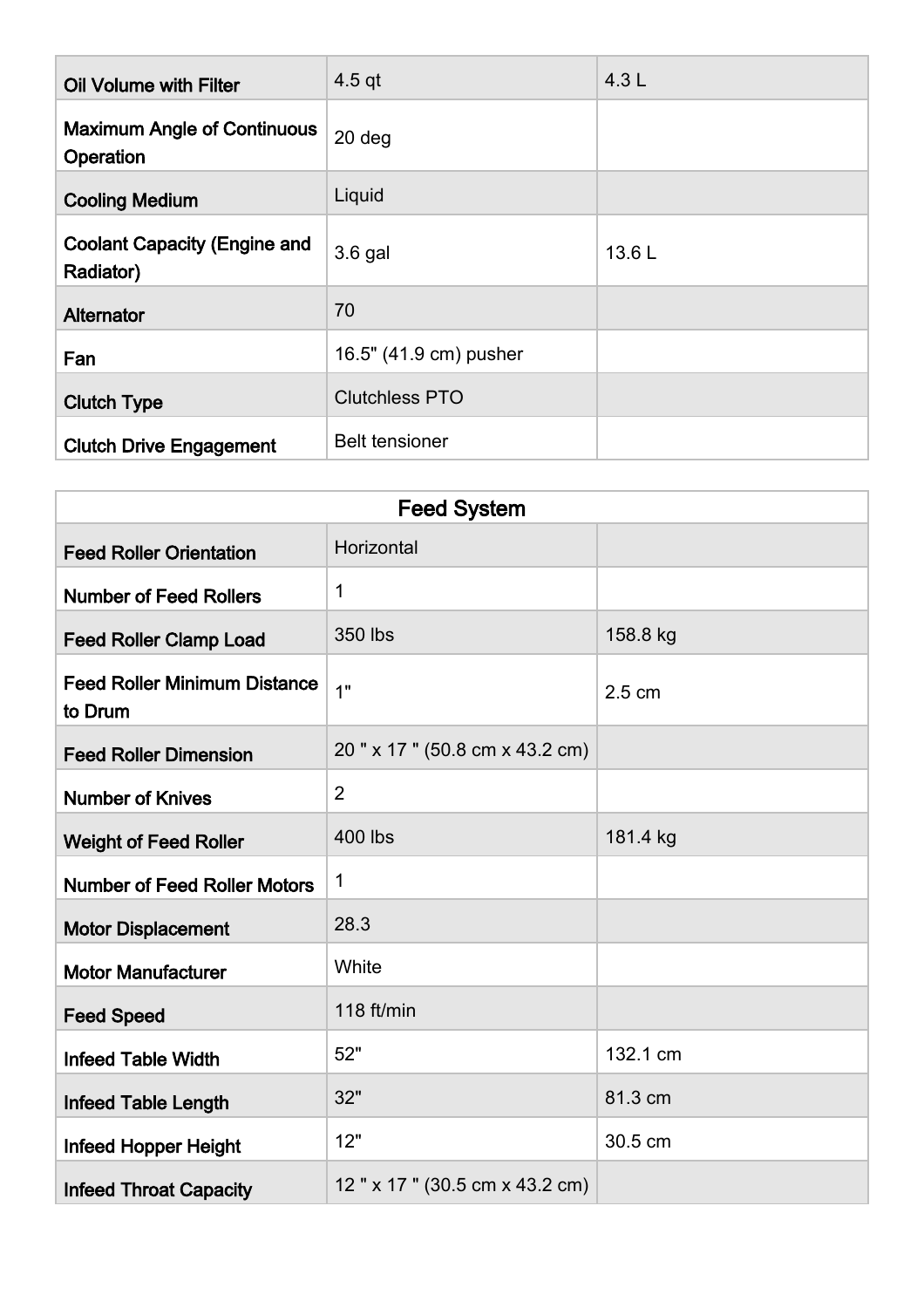| | | |
|---|---|---|
| **Oil Volume with Filter** | 4.5 qt | 4.3 L |
| **Maximum Angle of Continuous Operation** | 20 deg | |
| **Cooling Medium** | Liquid | |
| **Coolant Capacity (Engine and Radiator)** | 3.6 gal | 13.6 L |
| **Alternator** | 70 | |
| **Fan** | 16.5" (41.9 cm) pusher | |
| **Clutch Type** | Clutchless PTO | |
| **Clutch Drive Engagement** | Belt tensioner | |

| Feed System | | |
|---|---|---|
| **Feed Roller Orientation** | Horizontal | |
| **Number of Feed Rollers** | 1 | |
| **Feed Roller Clamp Load** | 350 lbs | 158.8 kg |
| **Feed Roller Minimum Distance to Drum** | 1" | 2.5 cm |
| **Feed Roller Dimension** | 20 " x 17 " (50.8 cm x 43.2 cm) | |
| **Number of Knives** | 2 | |
| **Weight of Feed Roller** | 400 lbs | 181.4 kg |
| **Number of Feed Roller Motors** | 1 | |
| **Motor Displacement** | 28.3 | |
| **Motor Manufacturer** | White | |
| **Feed Speed** | 118 ft/min | |
| **Infeed Table Width** | 52" | 132.1 cm |
| **Infeed Table Length** | 32" | 81.3 cm |
| **Infeed Hopper Height** | 12" | 30.5 cm |
| **Infeed Throat Capacity** | 12 " x 17 " (30.5 cm x 43.2 cm) | |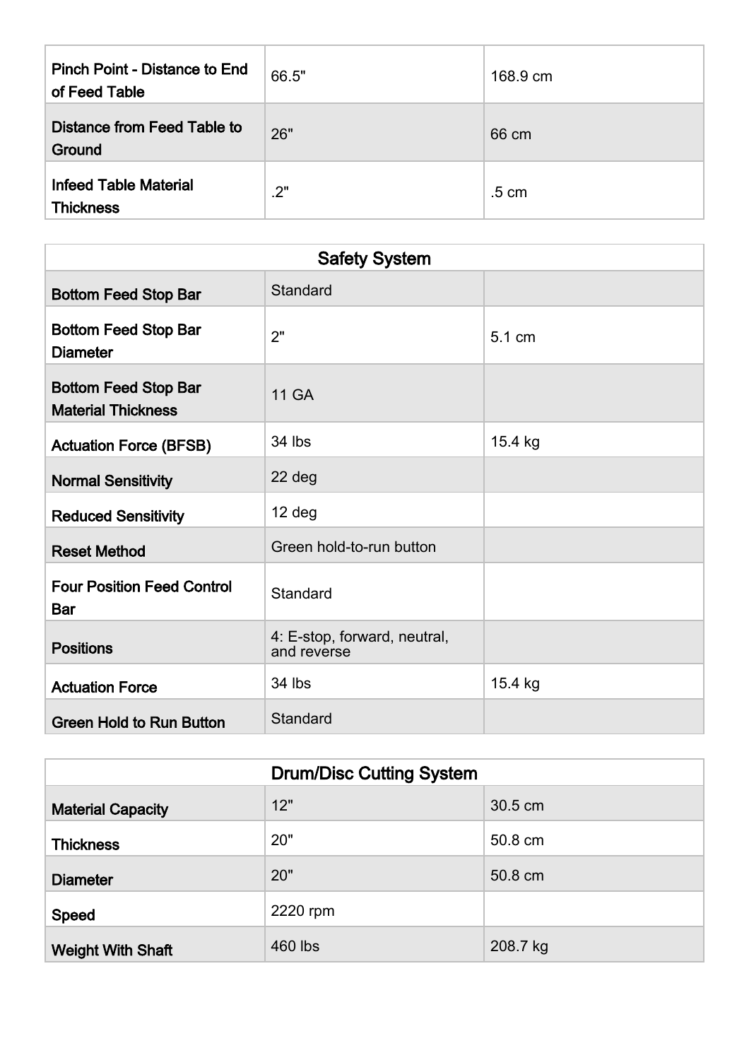| | | |
|---|---|---|
| Pinch Point - Distance to End of Feed Table | 66.5" | 168.9 cm |
| Distance from Feed Table to Ground | 26" | 66 cm |
| Infeed Table Material Thickness | .2" | .5 cm |

| Safety System | | |
|---|---|---|
| Bottom Feed Stop Bar | Standard | |
| Bottom Feed Stop Bar Diameter | 2" | 5.1 cm |
| Bottom Feed Stop Bar Material Thickness | 11 GA | |
| Actuation Force (BFSB) | 34 lbs | 15.4 kg |
| Normal Sensitivity | 22 deg | |
| Reduced Sensitivity | 12 deg | |
| Reset Method | Green hold-to-run button | |
| Four Position Feed Control Bar | Standard | |
| Positions | 4: E-stop, forward, neutral, and reverse | |
| Actuation Force | 34 lbs | 15.4 kg |
| Green Hold to Run Button | Standard | |

| Drum/Disc Cutting System | | |
|---|---|---|
| Material Capacity | 12" | 30.5 cm |
| Thickness | 20" | 50.8 cm |
| Diameter | 20" | 50.8 cm |
| Speed | 2220 rpm | |
| Weight With Shaft | 460 lbs | 208.7 kg |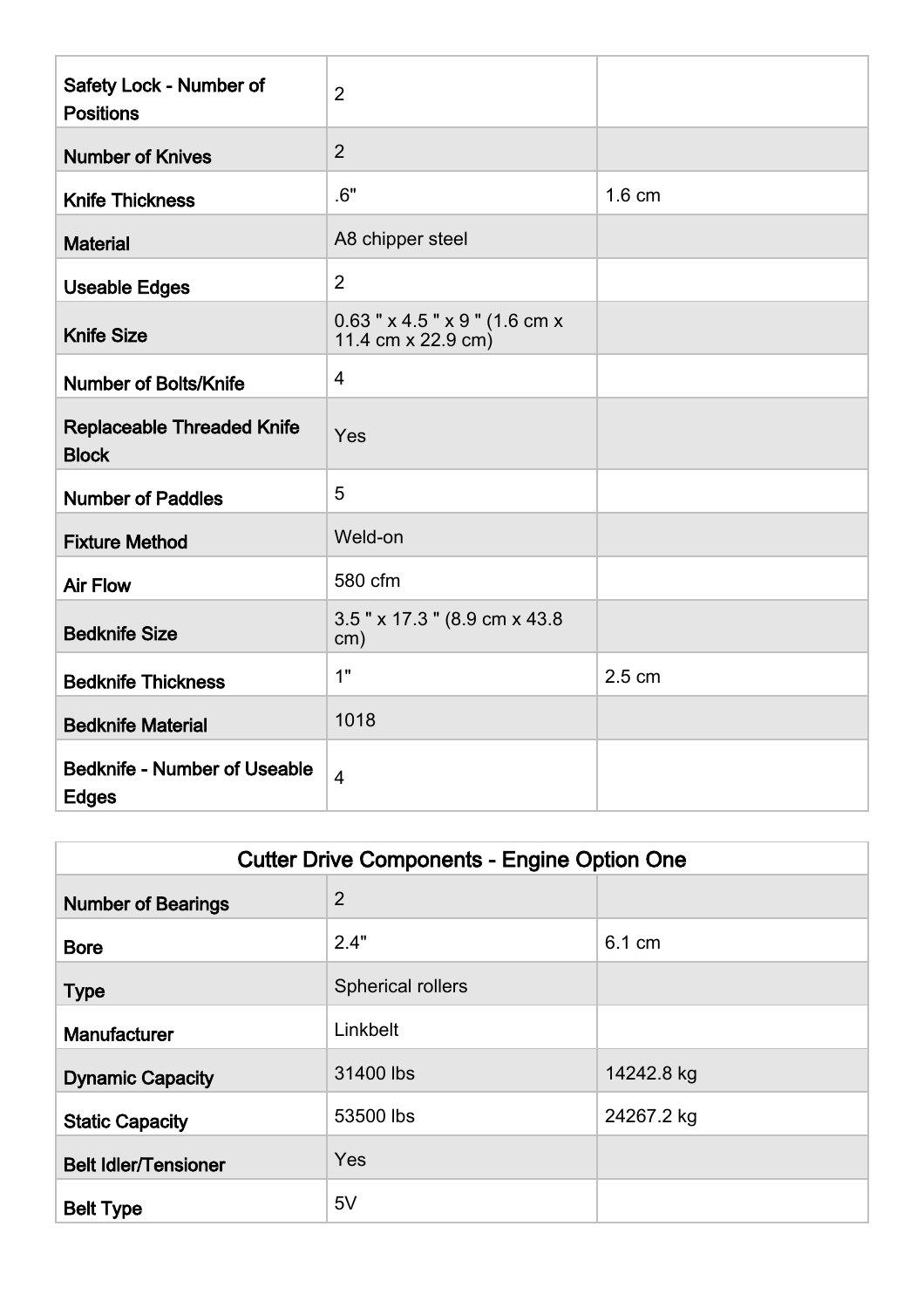| | | |
|---|---|---|
| Safety Lock - Number of Positions | 2 | |
| Number of Knives | 2 | |
| Knife Thickness | .6" | 1.6 cm |
| Material | A8 chipper steel | |
| Useable Edges | 2 | |
| Knife Size | 0.63 " x 4.5 " x 9 " (1.6 cm x 11.4 cm x 22.9 cm) | |
| Number of Bolts/Knife | 4 | |
| Replaceable Threaded Knife Block | Yes | |
| Number of Paddles | 5 | |
| Fixture Method | Weld-on | |
| Air Flow | 580 cfm | |
| Bedknife Size | 3.5 " x 17.3 " (8.9 cm x 43.8 cm) | |
| Bedknife Thickness | 1" | 2.5 cm |
| Bedknife Material | 1018 | |
| Bedknife - Number of Useable Edges | 4 | |

| Cutter Drive Components - Engine Option One | | |
|---|---|---|
| Number of Bearings | 2 | |
| Bore | 2.4" | 6.1 cm |
| Type | Spherical rollers | |
| Manufacturer | Linkbelt | |
| Dynamic Capacity | 31400 lbs | 14242.8 kg |
| Static Capacity | 53500 lbs | 24267.2 kg |
| Belt Idler/Tensioner | Yes | |
| Belt Type | 5V | |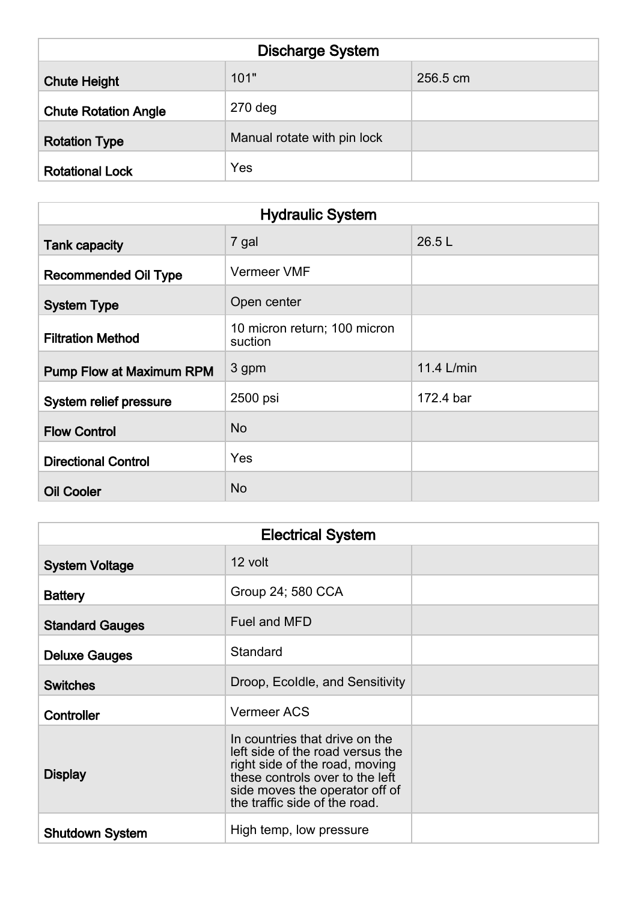| Discharge System | | |
|---|---|---|
| **Chute Height** | 101" | 256.5 cm |
| **Chute Rotation Angle** | 270 deg | |
| **Rotation Type** | Manual rotate with pin lock | |
| **Rotational Lock** | Yes | |

| Hydraulic System | | |
|---|---|---|
| **Tank capacity** | 7 gal | 26.5 L |
| **Recommended Oil Type** | Vermeer VMF | |
| **System Type** | Open center | |
| **Filtration Method** | 10 micron return; 100 micron suction | |
| **Pump Flow at Maximum RPM** | 3 gpm | 11.4 L/min |
| **System relief pressure** | 2500 psi | 172.4 bar |
| **Flow Control** | No | |
| **Directional Control** | Yes | |
| **Oil Cooler** | No | |

| Electrical System | | |
|---|---|---|
| **System Voltage** | 12 volt | |
| **Battery** | Group 24; 580 CCA | |
| **Standard Gauges** | Fuel and MFD | |
| **Deluxe Gauges** | Standard | |
| **Switches** | Droop, EcoIdle, and Sensitivity | |
| **Controller** | Vermeer ACS | |
| **Display** | In countries that drive on the left side of the road versus the right side of the road, moving these controls over to the left side moves the operator off of the traffic side of the road. | |
| **Shutdown System** | High temp, low pressure | |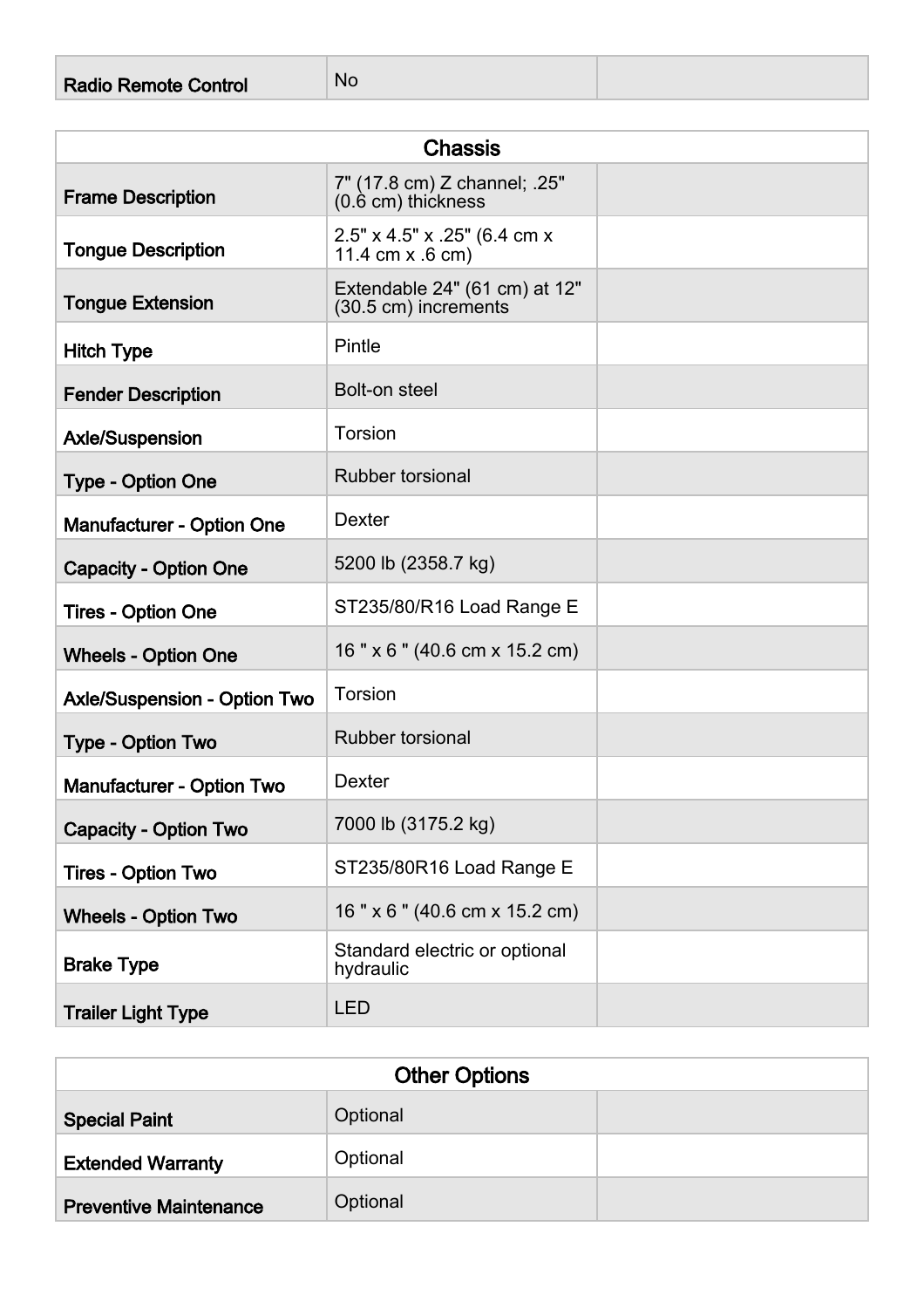| Radio Remote Control | No | |
|---|---|---|

| Chassis | | |
|---|---|---|
| Frame Description | 7" (17.8 cm) Z channel; .25" (0.6 cm) thickness | |
| Tongue Description | 2.5" x 4.5" x .25" (6.4 cm x 11.4 cm x .6 cm) | |
| Tongue Extension | Extendable 24" (61 cm) at 12" (30.5 cm) increments | |
| Hitch Type | Pintle | |
| Fender Description | Bolt-on steel | |
| Axle/Suspension | Torsion | |
| Type - Option One | Rubber torsional | |
| Manufacturer - Option One | Dexter | |
| Capacity - Option One | 5200 lb (2358.7 kg) | |
| Tires - Option One | ST235/80/R16 Load Range E | |
| Wheels - Option One | 16 " x 6 " (40.6 cm x 15.2 cm) | |
| Axle/Suspension - Option Two | Torsion | |
| Type - Option Two | Rubber torsional | |
| Manufacturer - Option Two | Dexter | |
| Capacity - Option Two | 7000 lb (3175.2 kg) | |
| Tires - Option Two | ST235/80R16 Load Range E | |
| Wheels - Option Two | 16 " x 6 " (40.6 cm x 15.2 cm) | |
| Brake Type | Standard electric or optional hydraulic | |
| Trailer Light Type | LED | |

| Other Options | | |
|---|---|---|
| Special Paint | Optional | |
| Extended Warranty | Optional | |
| Preventive Maintenance | Optional | |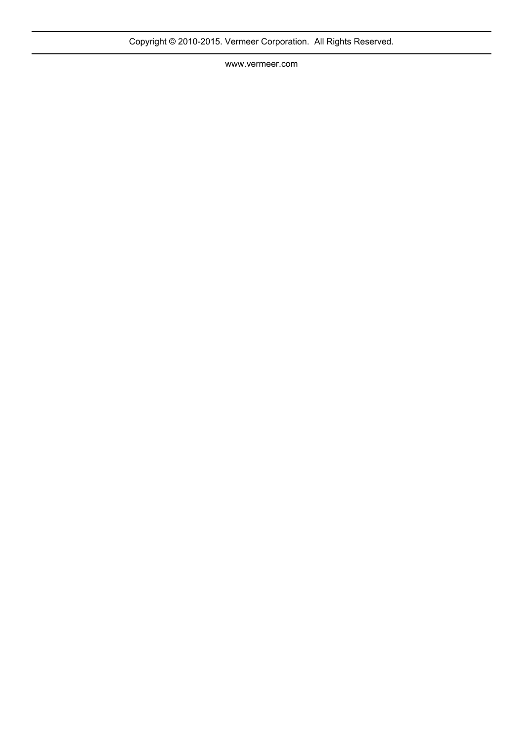Copyright © 2010-2015. Vermeer Corporation. All Rights Reserved.

www.vermeer.com